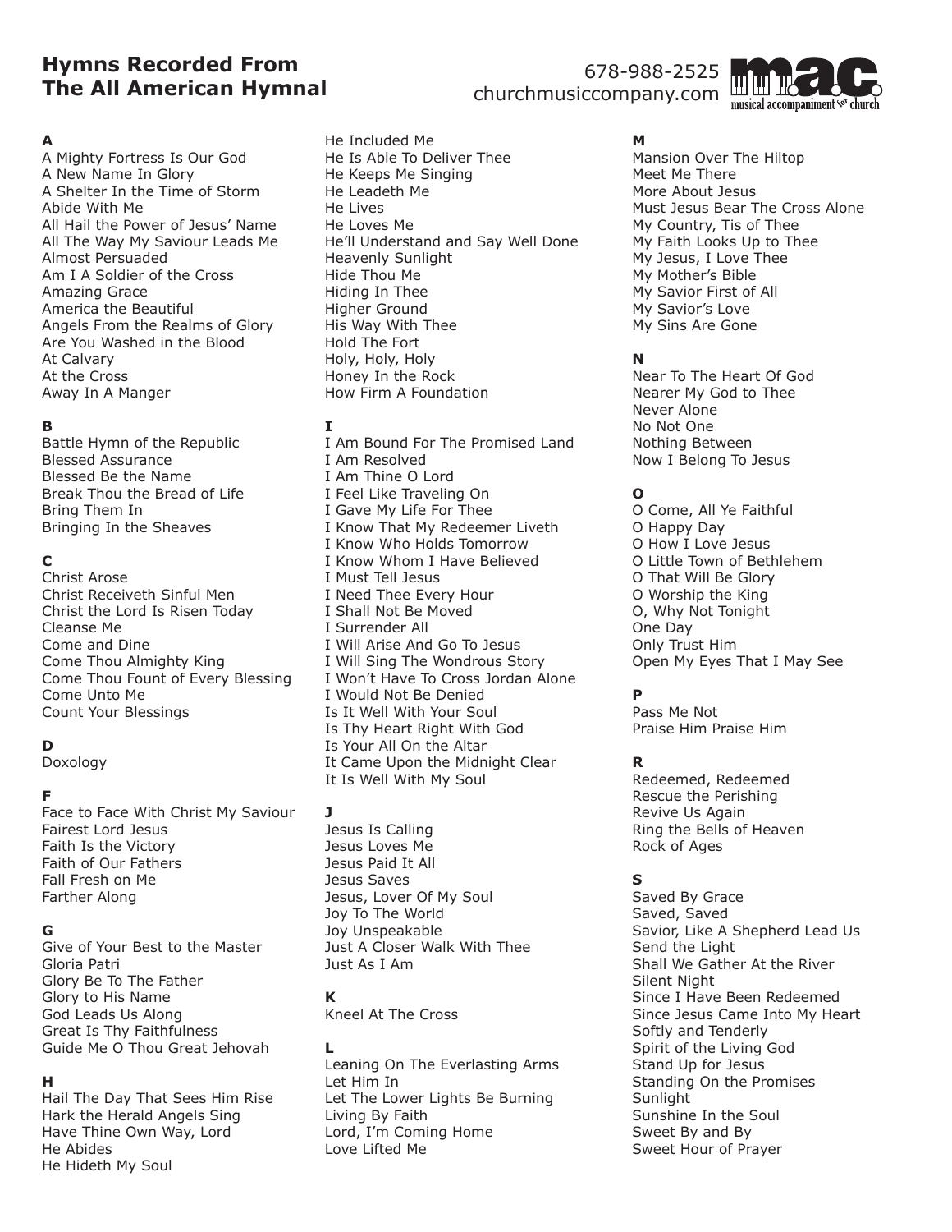# Hymns Recorded From The All American Hymnal

678-988-2525
churchmusiccompany.com

m.a.c. musical accompaniment for church

### A

A Mighty Fortress Is Our God
A New Name In Glory
A Shelter In the Time of Storm
Abide With Me
All Hail the Power of Jesus' Name
All The Way My Saviour Leads Me
Almost Persuaded
Am I A Soldier of the Cross
Amazing Grace
America the Beautiful
Angels From the Realms of Glory
Are You Washed in the Blood
At Calvary
At the Cross
Away In A Manger

### B

Battle Hymn of the Republic
Blessed Assurance
Blessed Be the Name
Break Thou the Bread of Life
Bring Them In
Bringing In the Sheaves

### C

Christ Arose
Christ Receiveth Sinful Men
Christ the Lord Is Risen Today
Cleanse Me
Come and Dine
Come Thou Almighty King
Come Thou Fount of Every Blessing
Come Unto Me
Count Your Blessings

### D

Doxology

### F

Face to Face With Christ My Saviour
Fairest Lord Jesus
Faith Is the Victory
Faith of Our Fathers
Fall Fresh on Me
Farther Along

### G

Give of Your Best to the Master
Gloria Patri
Glory Be To The Father
Glory to His Name
God Leads Us Along
Great Is Thy Faithfulness
Guide Me O Thou Great Jehovah

### H

Hail The Day That Sees Him Rise
Hark the Herald Angels Sing
Have Thine Own Way, Lord
He Abides
He Hideth My Soul
He Included Me
He Is Able To Deliver Thee
He Keeps Me Singing
He Leadeth Me
He Lives
He Loves Me
He'll Understand and Say Well Done
Heavenly Sunlight
Hide Thou Me
Hiding In Thee
Higher Ground
His Way With Thee
Hold The Fort
Holy, Holy, Holy
Honey In the Rock
How Firm A Foundation

### I

I Am Bound For The Promised Land
I Am Resolved
I Am Thine O Lord
I Feel Like Traveling On
I Gave My Life For Thee
I Know That My Redeemer Liveth
I Know Who Holds Tomorrow
I Know Whom I Have Believed
I Must Tell Jesus
I Need Thee Every Hour
I Shall Not Be Moved
I Surrender All
I Will Arise And Go To Jesus
I Will Sing The Wondrous Story
I Won't Have To Cross Jordan Alone
I Would Not Be Denied
Is It Well With Your Soul
Is Thy Heart Right With God
Is Your All On the Altar
It Came Upon the Midnight Clear
It Is Well With My Soul

### J

Jesus Is Calling
Jesus Loves Me
Jesus Paid It All
Jesus Saves
Jesus, Lover Of My Soul
Joy To The World
Joy Unspeakable
Just A Closer Walk With Thee
Just As I Am

### K

Kneel At The Cross

### L

Leaning On The Everlasting Arms
Let Him In
Let The Lower Lights Be Burning
Living By Faith
Lord, I'm Coming Home
Love Lifted Me

### M

Mansion Over The Hiltop
Meet Me There
More About Jesus
Must Jesus Bear The Cross Alone
My Country, Tis of Thee
My Faith Looks Up to Thee
My Jesus, I Love Thee
My Mother's Bible
My Savior First of All
My Savior's Love
My Sins Are Gone

### N

Near To The Heart Of God
Nearer My God to Thee
Never Alone
No Not One
Nothing Between
Now I Belong To Jesus

### O

O Come, All Ye Faithful
O Happy Day
O How I Love Jesus
O Little Town of Bethlehem
O That Will Be Glory
O Worship the King
O, Why Not Tonight
One Day
Only Trust Him
Open My Eyes That I May See

### P

Pass Me Not
Praise Him Praise Him

### R

Redeemed, Redeemed
Rescue the Perishing
Revive Us Again
Ring the Bells of Heaven
Rock of Ages

### S

Saved By Grace
Saved, Saved
Savior, Like A Shepherd Lead Us
Send the Light
Shall We Gather At the River
Silent Night
Since I Have Been Redeemed
Since Jesus Came Into My Heart
Softly and Tenderly
Spirit of the Living God
Stand Up for Jesus
Standing On the Promises
Sunlight
Sunshine In the Soul
Sweet By and By
Sweet Hour of Prayer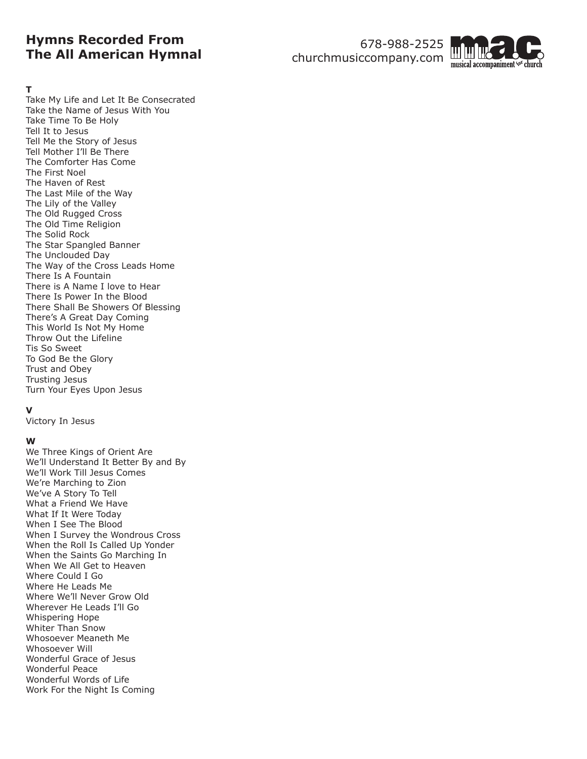# Hymns Recorded From The All American Hymnal

678-988-2525
churchmusiccompany.com

**T**

Take My Life and Let It Be Consecrated
Take the Name of Jesus With You
Take Time To Be Holy
Tell It to Jesus
Tell Me the Story of Jesus
Tell Mother I'll Be There
The Comforter Has Come
The First Noel
The Haven of Rest
The Last Mile of the Way
The Lily of the Valley
The Old Rugged Cross
The Old Time Religion
The Solid Rock
The Star Spangled Banner
The Unclouded Day
The Way of the Cross Leads Home
There Is A Fountain
There is A Name I love to Hear
There Is Power In the Blood
There Shall Be Showers Of Blessing
There's A Great Day Coming
This World Is Not My Home
Throw Out the Lifeline
Tis So Sweet
To God Be the Glory
Trust and Obey
Trusting Jesus
Turn Your Eyes Upon Jesus

**V**

Victory In Jesus

**W**

We Three Kings of Orient Are
We'll Understand It Better By and By
We'll Work Till Jesus Comes
We're Marching to Zion
We've A Story To Tell
What a Friend We Have
What If It Were Today
When I See The Blood
When I Survey the Wondrous Cross
When the Roll Is Called Up Yonder
When the Saints Go Marching In
When We All Get to Heaven
Where Could I Go
Where He Leads Me
Where We'll Never Grow Old
Wherever He Leads I'll Go
Whispering Hope
Whiter Than Snow
Whosoever Meaneth Me
Whosoever Will
Wonderful Grace of Jesus
Wonderful Peace
Wonderful Words of Life
Work For the Night Is Coming